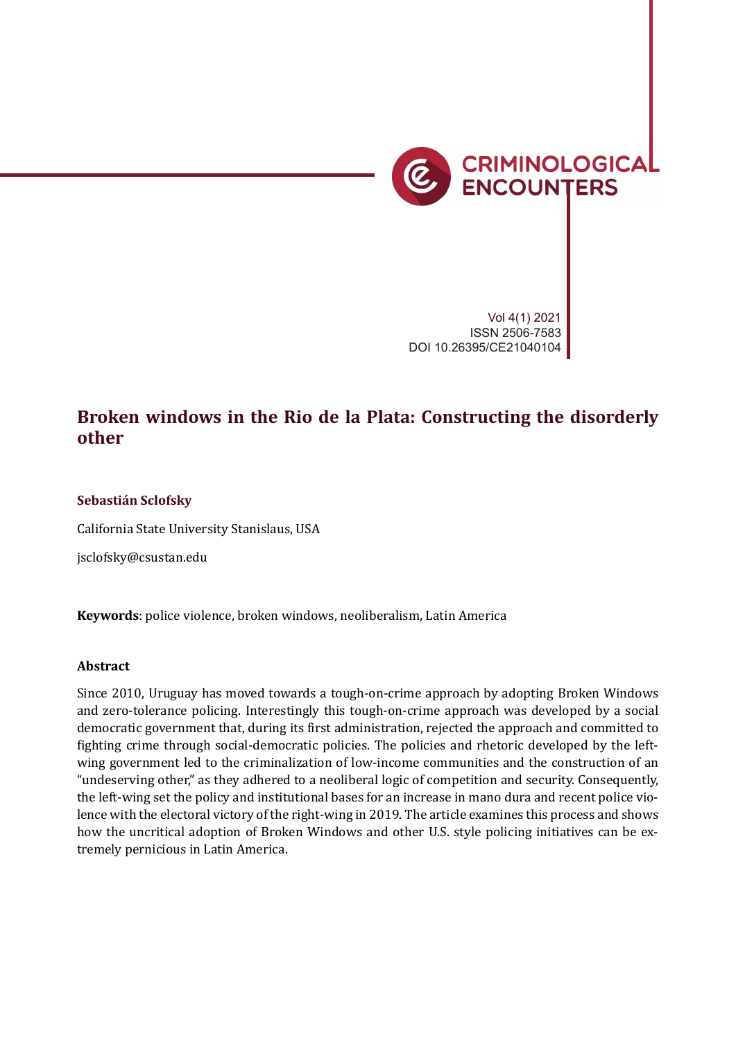Vol 4(1) 2021
ISSN 2506-7583
DOI 10.26395/CE21040104

# Broken windows in the Rio de la Plata: Constructing the disorderly other

**Sebastián Sclofsky**

California State University Stanislaus, USA

jsclofsky@csustan.edu

**Keywords**: police violence, broken windows, neoliberalism, Latin America

### Abstract

Since 2010, Uruguay has moved towards a tough-on-crime approach by adopting Broken Windows and zero-tolerance policing. Interestingly this tough-on-crime approach was developed by a social democratic government that, during its first administration, rejected the approach and committed to fighting crime through social-democratic policies. The policies and rhetoric developed by the left-wing government led to the criminalization of low-income communities and the construction of an "undeserving other," as they adhered to a neoliberal logic of competition and security. Consequently, the left-wing set the policy and institutional bases for an increase in mano dura and recent police violence with the electoral victory of the right-wing in 2019. The article examines this process and shows how the uncritical adoption of Broken Windows and other U.S. style policing initiatives can be extremely pernicious in Latin America.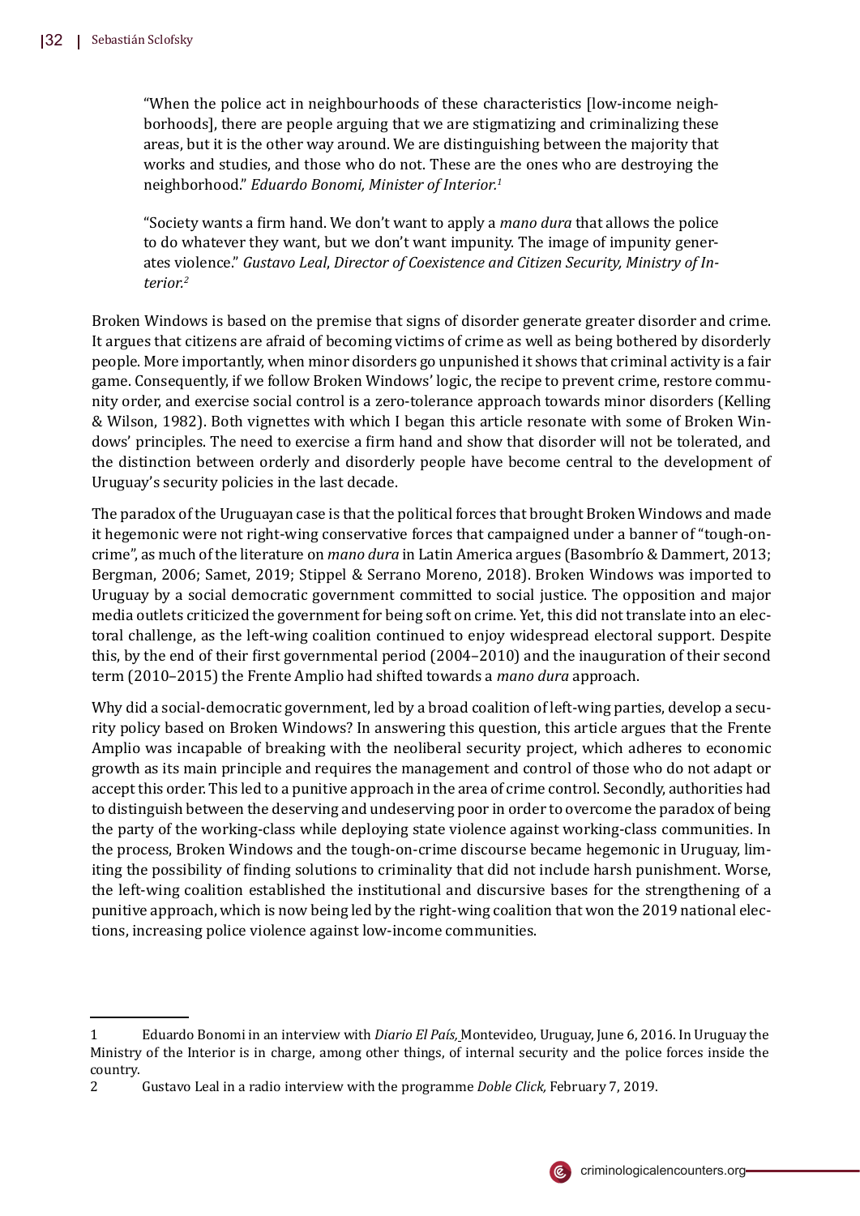> "When the police act in neighbourhoods of these characteristics [low-income neighborhoods], there are people arguing that we are stigmatizing and criminalizing these areas, but it is the other way around. We are distinguishing between the majority that works and studies, and those who do not. These are the ones who are destroying the neighborhood." *Eduardo Bonomi, Minister of Interior.*[1]

> "Society wants a firm hand. We don't want to apply a *mano dura* that allows the police to do whatever they want, but we don't want impunity. The image of impunity generates violence." *Gustavo Leal, Director of Coexistence and Citizen Security, Ministry of Interior.*[2]

Broken Windows is based on the premise that signs of disorder generate greater disorder and crime. It argues that citizens are afraid of becoming victims of crime as well as being bothered by disorderly people. More importantly, when minor disorders go unpunished it shows that criminal activity is a fair game. Consequently, if we follow Broken Windows' logic, the recipe to prevent crime, restore community order, and exercise social control is a zero-tolerance approach towards minor disorders (Kelling & Wilson, 1982). Both vignettes with which I began this article resonate with some of Broken Windows' principles. The need to exercise a firm hand and show that disorder will not be tolerated, and the distinction between orderly and disorderly people have become central to the development of Uruguay's security policies in the last decade.

The paradox of the Uruguayan case is that the political forces that brought Broken Windows and made it hegemonic were not right-wing conservative forces that campaigned under a banner of "tough-on-crime", as much of the literature on *mano dura* in Latin America argues (Basombrío & Dammert, 2013; Bergman, 2006; Samet, 2019; Stippel & Serrano Moreno, 2018). Broken Windows was imported to Uruguay by a social democratic government committed to social justice. The opposition and major media outlets criticized the government for being soft on crime. Yet, this did not translate into an electoral challenge, as the left-wing coalition continued to enjoy widespread electoral support. Despite this, by the end of their first governmental period (2004–2010) and the inauguration of their second term (2010–2015) the Frente Amplio had shifted towards a *mano dura* approach.

Why did a social-democratic government, led by a broad coalition of left-wing parties, develop a security policy based on Broken Windows? In answering this question, this article argues that the Frente Amplio was incapable of breaking with the neoliberal security project, which adheres to economic growth as its main principle and requires the management and control of those who do not adapt or accept this order. This led to a punitive approach in the area of crime control. Secondly, authorities had to distinguish between the deserving and undeserving poor in order to overcome the paradox of being the party of the working-class while deploying state violence against working-class communities. In the process, Broken Windows and the tough-on-crime discourse became hegemonic in Uruguay, limiting the possibility of finding solutions to criminality that did not include harsh punishment. Worse, the left-wing coalition established the institutional and discursive bases for the strengthening of a punitive approach, which is now being led by the right-wing coalition that won the 2019 national elections, increasing police violence against low-income communities.

---

1 Eduardo Bonomi in an interview with *Diario El País,* Montevideo, Uruguay, June 6, 2016. In Uruguay the Ministry of the Interior is in charge, among other things, of internal security and the police forces inside the country.

2 Gustavo Leal in a radio interview with the programme *Doble Click,* February 7, 2019.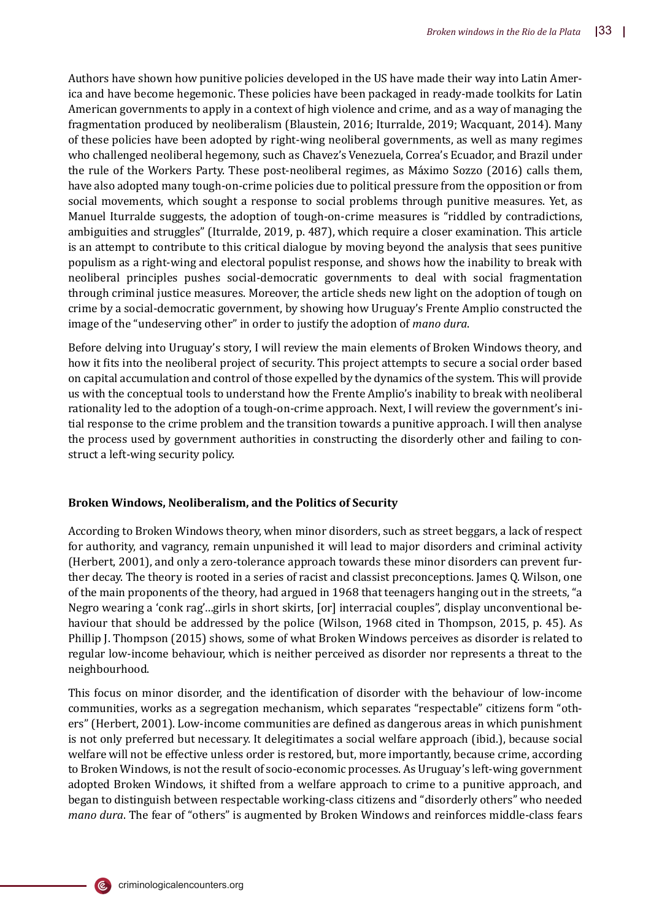Authors have shown how punitive policies developed in the US have made their way into Latin America and have become hegemonic. These policies have been packaged in ready-made toolkits for Latin American governments to apply in a context of high violence and crime, and as a way of managing the fragmentation produced by neoliberalism (Blaustein, 2016; Iturralde, 2019; Wacquant, 2014). Many of these policies have been adopted by right-wing neoliberal governments, as well as many regimes who challenged neoliberal hegemony, such as Chavez's Venezuela, Correa's Ecuador, and Brazil under the rule of the Workers Party. These post-neoliberal regimes, as Máximo Sozzo (2016) calls them, have also adopted many tough-on-crime policies due to political pressure from the opposition or from social movements, which sought a response to social problems through punitive measures. Yet, as Manuel Iturralde suggests, the adoption of tough-on-crime measures is "riddled by contradictions, ambiguities and struggles" (Iturralde, 2019, p. 487), which require a closer examination. This article is an attempt to contribute to this critical dialogue by moving beyond the analysis that sees punitive populism as a right-wing and electoral populist response, and shows how the inability to break with neoliberal principles pushes social-democratic governments to deal with social fragmentation through criminal justice measures. Moreover, the article sheds new light on the adoption of tough on crime by a social-democratic government, by showing how Uruguay's Frente Amplio constructed the image of the "undeserving other" in order to justify the adoption of *mano dura*.

Before delving into Uruguay's story, I will review the main elements of Broken Windows theory, and how it fits into the neoliberal project of security. This project attempts to secure a social order based on capital accumulation and control of those expelled by the dynamics of the system. This will provide us with the conceptual tools to understand how the Frente Amplio's inability to break with neoliberal rationality led to the adoption of a tough-on-crime approach. Next, I will review the government's initial response to the crime problem and the transition towards a punitive approach. I will then analyse the process used by government authorities in constructing the disorderly other and failing to construct a left-wing security policy.

## Broken Windows, Neoliberalism, and the Politics of Security

According to Broken Windows theory, when minor disorders, such as street beggars, a lack of respect for authority, and vagrancy, remain unpunished it will lead to major disorders and criminal activity (Herbert, 2001), and only a zero-tolerance approach towards these minor disorders can prevent further decay. The theory is rooted in a series of racist and classist preconceptions. James Q. Wilson, one of the main proponents of the theory, had argued in 1968 that teenagers hanging out in the streets, "a Negro wearing a 'conk rag'…girls in short skirts, [or] interracial couples", display unconventional behaviour that should be addressed by the police (Wilson, 1968 cited in Thompson, 2015, p. 45). As Phillip J. Thompson (2015) shows, some of what Broken Windows perceives as disorder is related to regular low-income behaviour, which is neither perceived as disorder nor represents a threat to the neighbourhood.

This focus on minor disorder, and the identification of disorder with the behaviour of low-income communities, works as a segregation mechanism, which separates "respectable" citizens form "others" (Herbert, 2001). Low-income communities are defined as dangerous areas in which punishment is not only preferred but necessary. It delegitimates a social welfare approach (ibid.), because social welfare will not be effective unless order is restored, but, more importantly, because crime, according to Broken Windows, is not the result of socio-economic processes. As Uruguay's left-wing government adopted Broken Windows, it shifted from a welfare approach to crime to a punitive approach, and began to distinguish between respectable working-class citizens and "disorderly others" who needed *mano dura*. The fear of "others" is augmented by Broken Windows and reinforces middle-class fears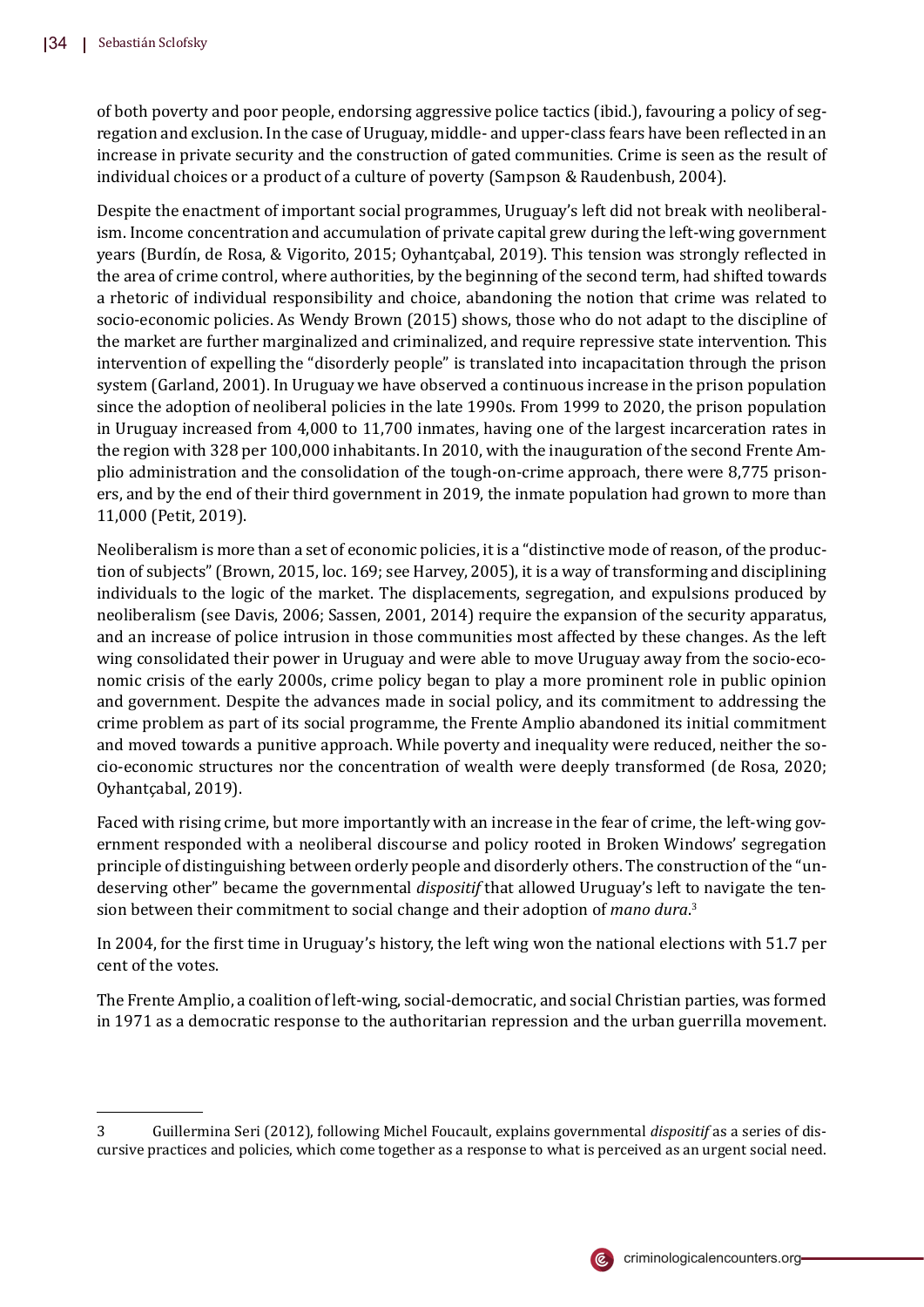of both poverty and poor people, endorsing aggressive police tactics (ibid.), favouring a policy of segregation and exclusion. In the case of Uruguay, middle- and upper-class fears have been reflected in an increase in private security and the construction of gated communities. Crime is seen as the result of individual choices or a product of a culture of poverty (Sampson & Raudenbush, 2004).

Despite the enactment of important social programmes, Uruguay's left did not break with neoliberalism. Income concentration and accumulation of private capital grew during the left-wing government years (Burdín, de Rosa, & Vigorito, 2015; Oyhantçabal, 2019). This tension was strongly reflected in the area of crime control, where authorities, by the beginning of the second term, had shifted towards a rhetoric of individual responsibility and choice, abandoning the notion that crime was related to socio-economic policies. As Wendy Brown (2015) shows, those who do not adapt to the discipline of the market are further marginalized and criminalized, and require repressive state intervention. This intervention of expelling the "disorderly people" is translated into incapacitation through the prison system (Garland, 2001). In Uruguay we have observed a continuous increase in the prison population since the adoption of neoliberal policies in the late 1990s. From 1999 to 2020, the prison population in Uruguay increased from 4,000 to 11,700 inmates, having one of the largest incarceration rates in the region with 328 per 100,000 inhabitants. In 2010, with the inauguration of the second Frente Amplio administration and the consolidation of the tough-on-crime approach, there were 8,775 prisoners, and by the end of their third government in 2019, the inmate population had grown to more than 11,000 (Petit, 2019).

Neoliberalism is more than a set of economic policies, it is a "distinctive mode of reason, of the production of subjects" (Brown, 2015, loc. 169; see Harvey, 2005), it is a way of transforming and disciplining individuals to the logic of the market. The displacements, segregation, and expulsions produced by neoliberalism (see Davis, 2006; Sassen, 2001, 2014) require the expansion of the security apparatus, and an increase of police intrusion in those communities most affected by these changes. As the left wing consolidated their power in Uruguay and were able to move Uruguay away from the socio-economic crisis of the early 2000s, crime policy began to play a more prominent role in public opinion and government. Despite the advances made in social policy, and its commitment to addressing the crime problem as part of its social programme, the Frente Amplio abandoned its initial commitment and moved towards a punitive approach. While poverty and inequality were reduced, neither the socio-economic structures nor the concentration of wealth were deeply transformed (de Rosa, 2020; Oyhantçabal, 2019).

Faced with rising crime, but more importantly with an increase in the fear of crime, the left-wing government responded with a neoliberal discourse and policy rooted in Broken Windows' segregation principle of distinguishing between orderly people and disorderly others. The construction of the "undeserving other" became the governmental *dispositif* that allowed Uruguay's left to navigate the tension between their commitment to social change and their adoption of *mano dura*.[3]

In 2004, for the first time in Uruguay's history, the left wing won the national elections with 51.7 per cent of the votes.

The Frente Amplio, a coalition of left-wing, social-democratic, and social Christian parties, was formed in 1971 as a democratic response to the authoritarian repression and the urban guerrilla movement.

---

3 Guillermina Seri (2012), following Michel Foucault, explains governmental *dispositif* as a series of discursive practices and policies, which come together as a response to what is perceived as an urgent social need.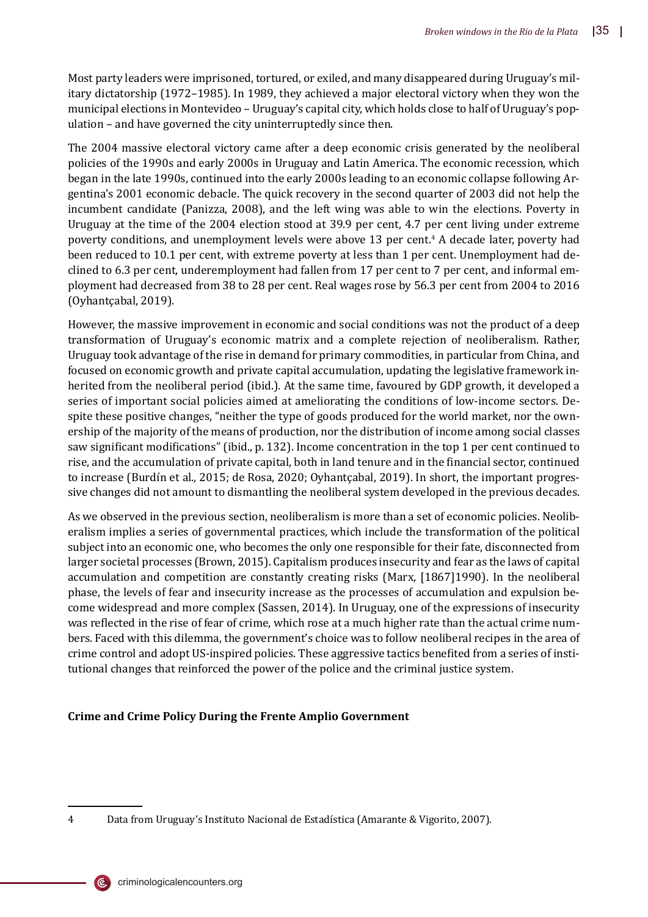Most party leaders were imprisoned, tortured, or exiled, and many disappeared during Uruguay's military dictatorship (1972–1985). In 1989, they achieved a major electoral victory when they won the municipal elections in Montevideo – Uruguay's capital city, which holds close to half of Uruguay's population – and have governed the city uninterruptedly since then.

The 2004 massive electoral victory came after a deep economic crisis generated by the neoliberal policies of the 1990s and early 2000s in Uruguay and Latin America. The economic recession, which began in the late 1990s, continued into the early 2000s leading to an economic collapse following Argentina's 2001 economic debacle. The quick recovery in the second quarter of 2003 did not help the incumbent candidate (Panizza, 2008), and the left wing was able to win the elections. Poverty in Uruguay at the time of the 2004 election stood at 39.9 per cent, 4.7 per cent living under extreme poverty conditions, and unemployment levels were above 13 per cent.[4] A decade later, poverty had been reduced to 10.1 per cent, with extreme poverty at less than 1 per cent. Unemployment had declined to 6.3 per cent, underemployment had fallen from 17 per cent to 7 per cent, and informal employment had decreased from 38 to 28 per cent. Real wages rose by 56.3 per cent from 2004 to 2016 (Oyhantçabal, 2019).

However, the massive improvement in economic and social conditions was not the product of a deep transformation of Uruguay's economic matrix and a complete rejection of neoliberalism. Rather, Uruguay took advantage of the rise in demand for primary commodities, in particular from China, and focused on economic growth and private capital accumulation, updating the legislative framework inherited from the neoliberal period (ibid.). At the same time, favoured by GDP growth, it developed a series of important social policies aimed at ameliorating the conditions of low-income sectors. Despite these positive changes, "neither the type of goods produced for the world market, nor the ownership of the majority of the means of production, nor the distribution of income among social classes saw significant modifications" (ibid., p. 132). Income concentration in the top 1 per cent continued to rise, and the accumulation of private capital, both in land tenure and in the financial sector, continued to increase (Burdín et al., 2015; de Rosa, 2020; Oyhantçabal, 2019). In short, the important progressive changes did not amount to dismantling the neoliberal system developed in the previous decades.

As we observed in the previous section, neoliberalism is more than a set of economic policies. Neoliberalism implies a series of governmental practices, which include the transformation of the political subject into an economic one, who becomes the only one responsible for their fate, disconnected from larger societal processes (Brown, 2015). Capitalism produces insecurity and fear as the laws of capital accumulation and competition are constantly creating risks (Marx, [1867]1990). In the neoliberal phase, the levels of fear and insecurity increase as the processes of accumulation and expulsion become widespread and more complex (Sassen, 2014). In Uruguay, one of the expressions of insecurity was reflected in the rise of fear of crime, which rose at a much higher rate than the actual crime numbers. Faced with this dilemma, the government's choice was to follow neoliberal recipes in the area of crime control and adopt US-inspired policies. These aggressive tactics benefited from a series of institutional changes that reinforced the power of the police and the criminal justice system.

## Crime and Crime Policy During the Frente Amplio Government

---

4 Data from Uruguay's Instituto Nacional de Estadística (Amarante & Vigorito, 2007).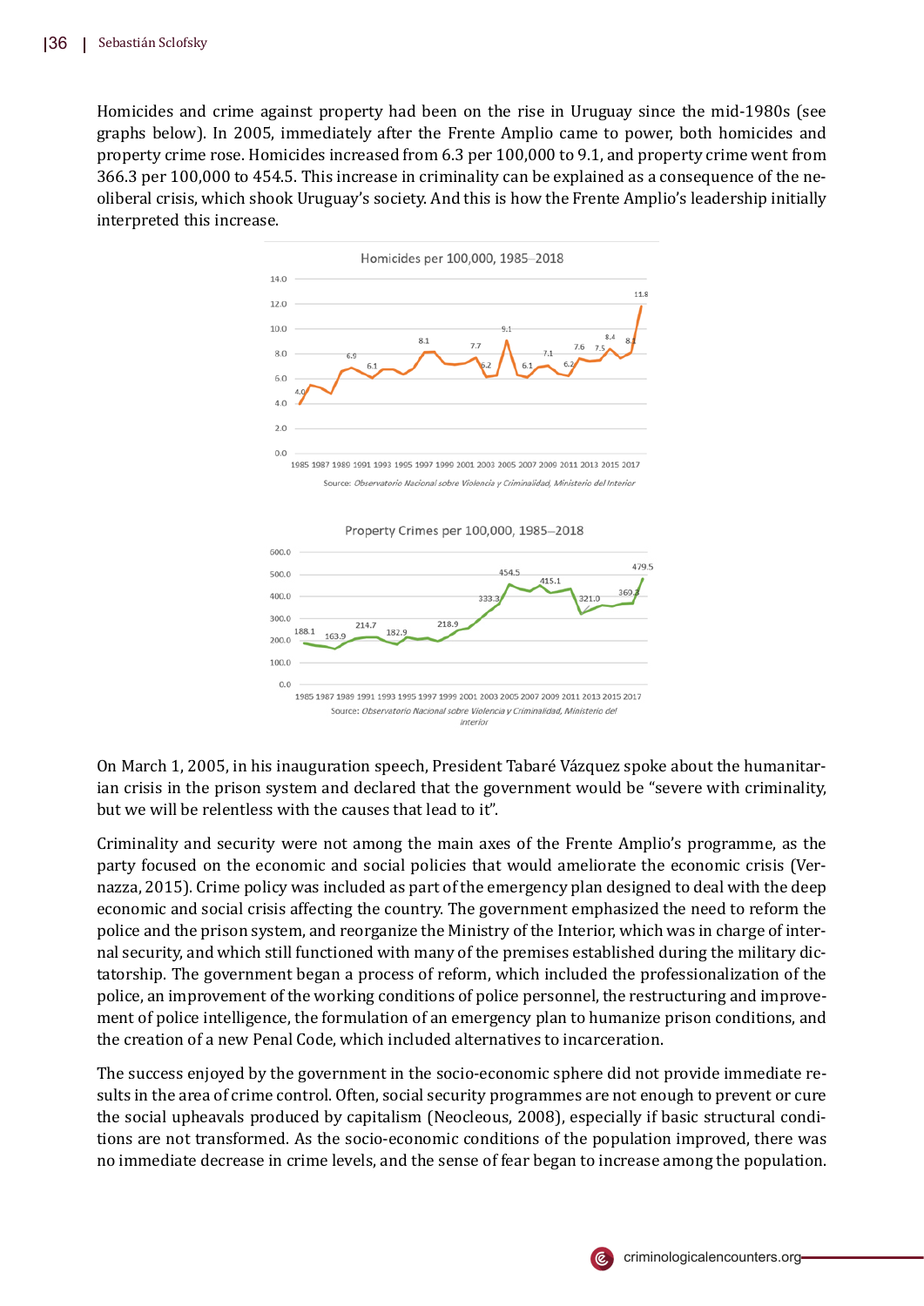Homicides and crime against property had been on the rise in Uruguay since the mid-1980s (see graphs below). In 2005, immediately after the Frente Amplio came to power, both homicides and property crime rose. Homicides increased from 6.3 per 100,000 to 9.1, and property crime went from 366.3 per 100,000 to 454.5. This increase in criminality can be explained as a consequence of the neoliberal crisis, which shook Uruguay's society. And this is how the Frente Amplio's leadership initially interpreted this increase.

Homicides per 100,000, 1985–2018

Source: *Observatorio Nacional sobre Violencia y Criminalidad, Ministerio del Interior*

Property Crimes per 100,000, 1985–2018

Source: *Observatorio Nacional sobre Violencia y Criminalidad, Ministerio del Interior*

On March 1, 2005, in his inauguration speech, President Tabaré Vázquez spoke about the humanitarian crisis in the prison system and declared that the government would be "severe with criminality, but we will be relentless with the causes that lead to it".

Criminality and security were not among the main axes of the Frente Amplio's programme, as the party focused on the economic and social policies that would ameliorate the economic crisis (Vernazza, 2015). Crime policy was included as part of the emergency plan designed to deal with the deep economic and social crisis affecting the country. The government emphasized the need to reform the police and the prison system, and reorganize the Ministry of the Interior, which was in charge of internal security, and which still functioned with many of the premises established during the military dictatorship. The government began a process of reform, which included the professionalization of the police, an improvement of the working conditions of police personnel, the restructuring and improvement of police intelligence, the formulation of an emergency plan to humanize prison conditions, and the creation of a new Penal Code, which included alternatives to incarceration.

The success enjoyed by the government in the socio-economic sphere did not provide immediate results in the area of crime control. Often, social security programmes are not enough to prevent or cure the social upheavals produced by capitalism (Neocleous, 2008), especially if basic structural conditions are not transformed. As the socio-economic conditions of the population improved, there was no immediate decrease in crime levels, and the sense of fear began to increase among the population.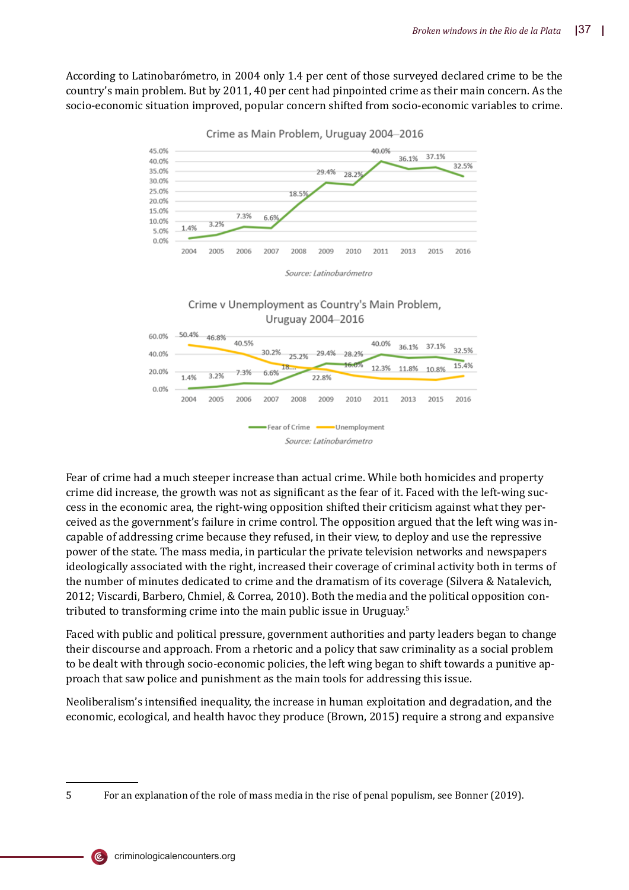According to Latinobarómetro, in 2004 only 1.4 per cent of those surveyed declared crime to be the country's main problem. But by 2011, 40 per cent had pinpointed crime as their main concern. As the socio-economic situation improved, popular concern shifted from socio-economic variables to crime.

Crime as Main Problem, Uruguay 2004–2016

*Source: Latinobarómetro*

Crime v Unemployment as Country's Main Problem, Uruguay 2004–2016

*Source: Latinobarómetro*

Fear of crime had a much steeper increase than actual crime. While both homicides and property crime did increase, the growth was not as significant as the fear of it. Faced with the left-wing success in the economic area, the right-wing opposition shifted their criticism against what they perceived as the government's failure in crime control. The opposition argued that the left wing was incapable of addressing crime because they refused, in their view, to deploy and use the repressive power of the state. The mass media, in particular the private television networks and newspapers ideologically associated with the right, increased their coverage of criminal activity both in terms of the number of minutes dedicated to crime and the dramatism of its coverage (Silvera & Natalevich, 2012; Viscardi, Barbero, Chmiel, & Correa, 2010). Both the media and the political opposition contributed to transforming crime into the main public issue in Uruguay.[5]

Faced with public and political pressure, government authorities and party leaders began to change their discourse and approach. From a rhetoric and a policy that saw criminality as a social problem to be dealt with through socio-economic policies, the left wing began to shift towards a punitive approach that saw police and punishment as the main tools for addressing this issue.

Neoliberalism's intensified inequality, the increase in human exploitation and degradation, and the economic, ecological, and health havoc they produce (Brown, 2015) require a strong and expansive

5 For an explanation of the role of mass media in the rise of penal populism, see Bonner (2019).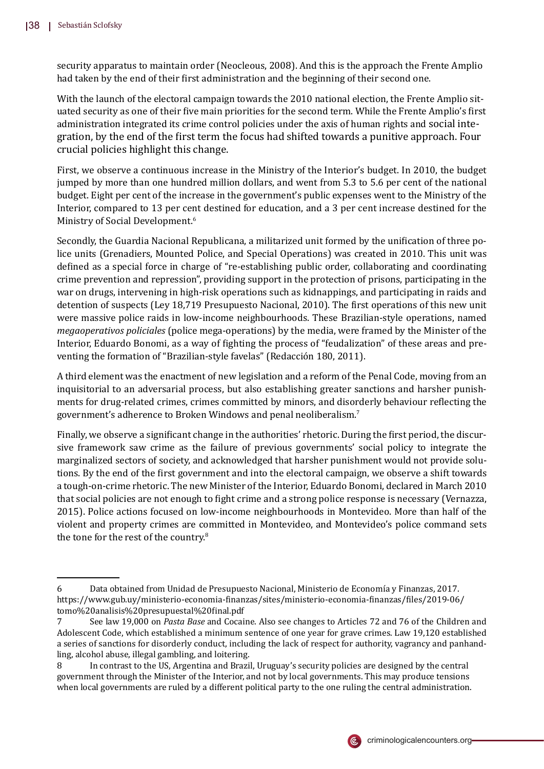security apparatus to maintain order (Neocleous, 2008). And this is the approach the Frente Amplio had taken by the end of their first administration and the beginning of their second one.

With the launch of the electoral campaign towards the 2010 national election, the Frente Amplio situated security as one of their five main priorities for the second term. While the Frente Amplio's first administration integrated its crime control policies under the axis of human rights and social integration, by the end of the first term the focus had shifted towards a punitive approach. Four crucial policies highlight this change.

First, we observe a continuous increase in the Ministry of the Interior's budget. In 2010, the budget jumped by more than one hundred million dollars, and went from 5.3 to 5.6 per cent of the national budget. Eight per cent of the increase in the government's public expenses went to the Ministry of the Interior, compared to 13 per cent destined for education, and a 3 per cent increase destined for the Ministry of Social Development.[6]

Secondly, the Guardia Nacional Republicana, a militarized unit formed by the unification of three police units (Grenadiers, Mounted Police, and Special Operations) was created in 2010. This unit was defined as a special force in charge of "re-establishing public order, collaborating and coordinating crime prevention and repression", providing support in the protection of prisons, participating in the war on drugs, intervening in high-risk operations such as kidnappings, and participating in raids and detention of suspects (Ley 18,719 Presupuesto Nacional, 2010). The first operations of this new unit were massive police raids in low-income neighbourhoods. These Brazilian-style operations, named *megaoperativos policiales* (police mega-operations) by the media, were framed by the Minister of the Interior, Eduardo Bonomi, as a way of fighting the process of "feudalization" of these areas and preventing the formation of "Brazilian-style favelas" (Redacción 180, 2011).

A third element was the enactment of new legislation and a reform of the Penal Code, moving from an inquisitorial to an adversarial process, but also establishing greater sanctions and harsher punishments for drug-related crimes, crimes committed by minors, and disorderly behaviour reflecting the government's adherence to Broken Windows and penal neoliberalism.[7]

Finally, we observe a significant change in the authorities' rhetoric. During the first period, the discursive framework saw crime as the failure of previous governments' social policy to integrate the marginalized sectors of society, and acknowledged that harsher punishment would not provide solutions. By the end of the first government and into the electoral campaign, we observe a shift towards a tough-on-crime rhetoric. The new Minister of the Interior, Eduardo Bonomi, declared in March 2010 that social policies are not enough to fight crime and a strong police response is necessary (Vernazza, 2015). Police actions focused on low-income neighbourhoods in Montevideo. More than half of the violent and property crimes are committed in Montevideo, and Montevideo's police command sets the tone for the rest of the country.[8]

---

6 Data obtained from Unidad de Presupuesto Nacional, Ministerio de Economía y Finanzas, 2017. https://www.gub.uy/ministerio-economia-finanzas/sites/ministerio-economia-finanzas/files/2019-06/tomo%20analisis%20presupuestal%20final.pdf

7 See law 19,000 on *Pasta Base* and Cocaine. Also see changes to Articles 72 and 76 of the Children and Adolescent Code, which established a minimum sentence of one year for grave crimes. Law 19,120 established a series of sanctions for disorderly conduct, including the lack of respect for authority, vagrancy and panhandling, alcohol abuse, illegal gambling, and loitering.

8 In contrast to the US, Argentina and Brazil, Uruguay's security policies are designed by the central government through the Minister of the Interior, and not by local governments. This may produce tensions when local governments are ruled by a different political party to the one ruling the central administration.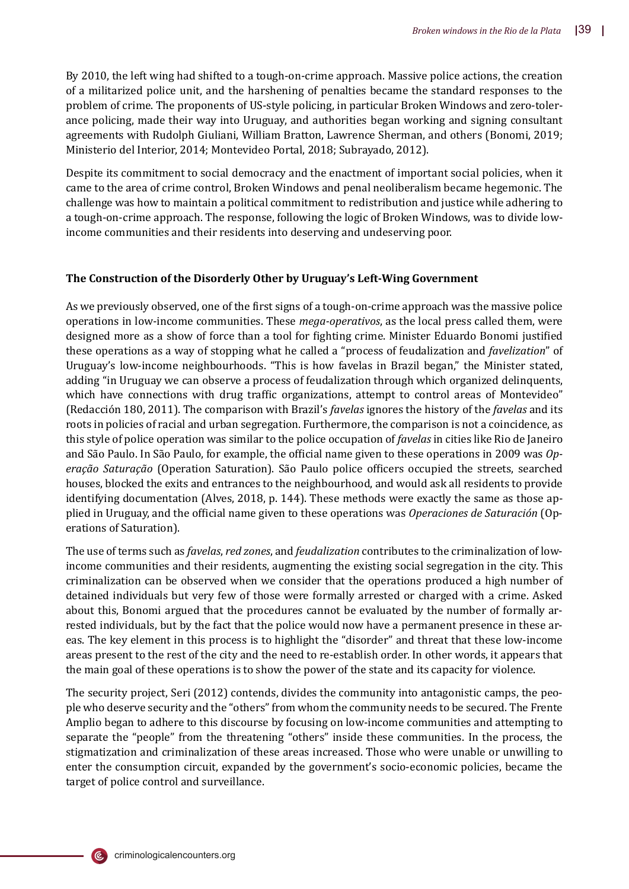By 2010, the left wing had shifted to a tough-on-crime approach. Massive police actions, the creation of a militarized police unit, and the harshening of penalties became the standard responses to the problem of crime. The proponents of US-style policing, in particular Broken Windows and zero-tolerance policing, made their way into Uruguay, and authorities began working and signing consultant agreements with Rudolph Giuliani, William Bratton, Lawrence Sherman, and others (Bonomi, 2019; Ministerio del Interior, 2014; Montevideo Portal, 2018; Subrayado, 2012).

Despite its commitment to social democracy and the enactment of important social policies, when it came to the area of crime control, Broken Windows and penal neoliberalism became hegemonic. The challenge was how to maintain a political commitment to redistribution and justice while adhering to a tough-on-crime approach. The response, following the logic of Broken Windows, was to divide low-income communities and their residents into deserving and undeserving poor.

## The Construction of the Disorderly Other by Uruguay's Left-Wing Government

As we previously observed, one of the first signs of a tough-on-crime approach was the massive police operations in low-income communities. These *mega-operativos*, as the local press called them, were designed more as a show of force than a tool for fighting crime. Minister Eduardo Bonomi justified these operations as a way of stopping what he called a "process of feudalization and *favelization*" of Uruguay's low-income neighbourhoods. "This is how favelas in Brazil began," the Minister stated, adding "in Uruguay we can observe a process of feudalization through which organized delinquents, which have connections with drug traffic organizations, attempt to control areas of Montevideo" (Redacción 180, 2011). The comparison with Brazil's *favelas* ignores the history of the *favelas* and its roots in policies of racial and urban segregation. Furthermore, the comparison is not a coincidence, as this style of police operation was similar to the police occupation of *favelas* in cities like Rio de Janeiro and São Paulo. In São Paulo, for example, the official name given to these operations in 2009 was *Operação Saturação* (Operation Saturation). São Paulo police officers occupied the streets, searched houses, blocked the exits and entrances to the neighbourhood, and would ask all residents to provide identifying documentation (Alves, 2018, p. 144). These methods were exactly the same as those applied in Uruguay, and the official name given to these operations was *Operaciones de Saturación* (Operations of Saturation).

The use of terms such as *favelas*, *red zones*, and *feudalization* contributes to the criminalization of low-income communities and their residents, augmenting the existing social segregation in the city. This criminalization can be observed when we consider that the operations produced a high number of detained individuals but very few of those were formally arrested or charged with a crime. Asked about this, Bonomi argued that the procedures cannot be evaluated by the number of formally arrested individuals, but by the fact that the police would now have a permanent presence in these areas. The key element in this process is to highlight the "disorder" and threat that these low-income areas present to the rest of the city and the need to re-establish order. In other words, it appears that the main goal of these operations is to show the power of the state and its capacity for violence.

The security project, Seri (2012) contends, divides the community into antagonistic camps, the people who deserve security and the "others" from whom the community needs to be secured. The Frente Amplio began to adhere to this discourse by focusing on low-income communities and attempting to separate the "people" from the threatening "others" inside these communities. In the process, the stigmatization and criminalization of these areas increased. Those who were unable or unwilling to enter the consumption circuit, expanded by the government's socio-economic policies, became the target of police control and surveillance.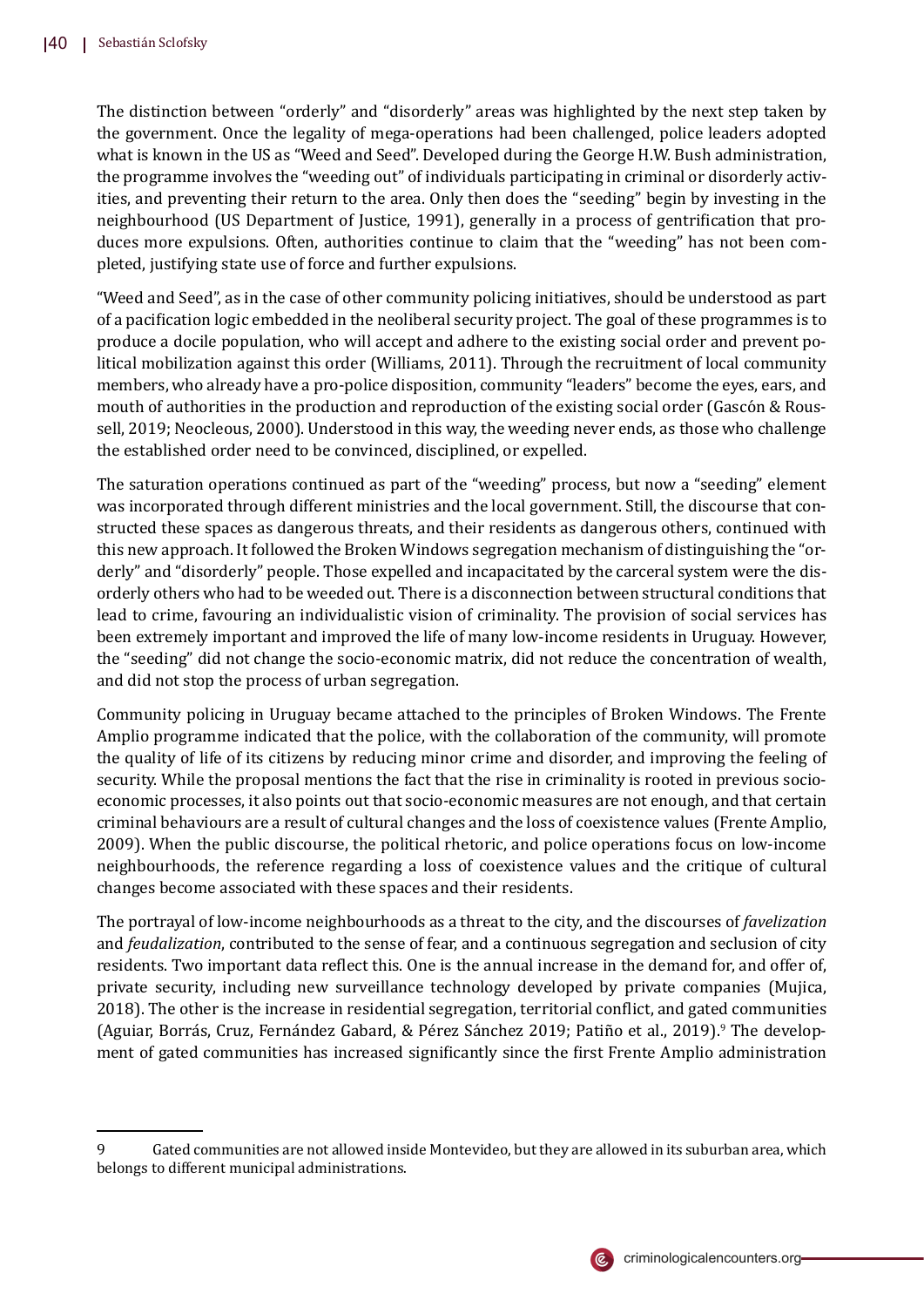The distinction between "orderly" and "disorderly" areas was highlighted by the next step taken by the government. Once the legality of mega-operations had been challenged, police leaders adopted what is known in the US as "Weed and Seed". Developed during the George H.W. Bush administration, the programme involves the "weeding out" of individuals participating in criminal or disorderly activities, and preventing their return to the area. Only then does the "seeding" begin by investing in the neighbourhood (US Department of Justice, 1991), generally in a process of gentrification that produces more expulsions. Often, authorities continue to claim that the "weeding" has not been completed, justifying state use of force and further expulsions.

"Weed and Seed", as in the case of other community policing initiatives, should be understood as part of a pacification logic embedded in the neoliberal security project. The goal of these programmes is to produce a docile population, who will accept and adhere to the existing social order and prevent political mobilization against this order (Williams, 2011). Through the recruitment of local community members, who already have a pro-police disposition, community "leaders" become the eyes, ears, and mouth of authorities in the production and reproduction of the existing social order (Gascón & Roussell, 2019; Neocleous, 2000). Understood in this way, the weeding never ends, as those who challenge the established order need to be convinced, disciplined, or expelled.

The saturation operations continued as part of the "weeding" process, but now a "seeding" element was incorporated through different ministries and the local government. Still, the discourse that constructed these spaces as dangerous threats, and their residents as dangerous others, continued with this new approach. It followed the Broken Windows segregation mechanism of distinguishing the "orderly" and "disorderly" people. Those expelled and incapacitated by the carceral system were the disorderly others who had to be weeded out. There is a disconnection between structural conditions that lead to crime, favouring an individualistic vision of criminality. The provision of social services has been extremely important and improved the life of many low-income residents in Uruguay. However, the "seeding" did not change the socio-economic matrix, did not reduce the concentration of wealth, and did not stop the process of urban segregation.

Community policing in Uruguay became attached to the principles of Broken Windows. The Frente Amplio programme indicated that the police, with the collaboration of the community, will promote the quality of life of its citizens by reducing minor crime and disorder, and improving the feeling of security. While the proposal mentions the fact that the rise in criminality is rooted in previous socio-economic processes, it also points out that socio-economic measures are not enough, and that certain criminal behaviours are a result of cultural changes and the loss of coexistence values (Frente Amplio, 2009). When the public discourse, the political rhetoric, and police operations focus on low-income neighbourhoods, the reference regarding a loss of coexistence values and the critique of cultural changes become associated with these spaces and their residents.

The portrayal of low-income neighbourhoods as a threat to the city, and the discourses of *favelization* and *feudalization*, contributed to the sense of fear, and a continuous segregation and seclusion of city residents. Two important data reflect this. One is the annual increase in the demand for, and offer of, private security, including new surveillance technology developed by private companies (Mujica, 2018). The other is the increase in residential segregation, territorial conflict, and gated communities (Aguiar, Borrás, Cruz, Fernández Gabard, & Pérez Sánchez 2019; Patiño et al., 2019).[9] The development of gated communities has increased significantly since the first Frente Amplio administration

---

9 Gated communities are not allowed inside Montevideo, but they are allowed in its suburban area, which belongs to different municipal administrations.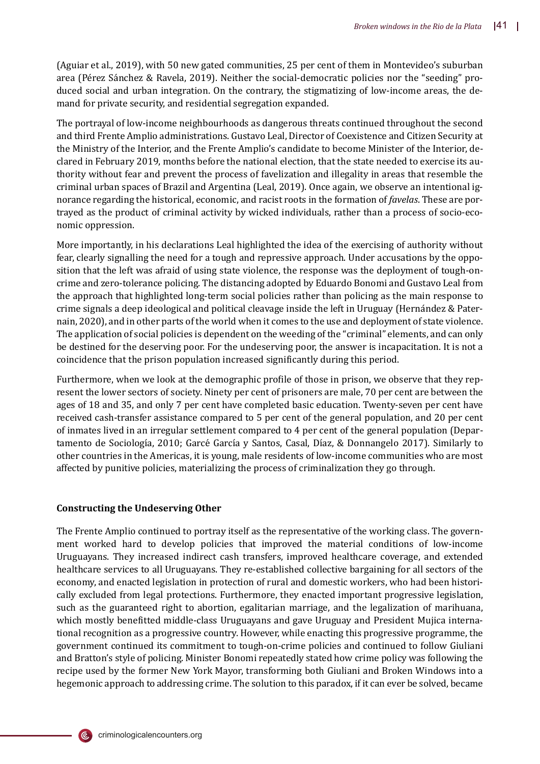(Aguiar et al., 2019), with 50 new gated communities, 25 per cent of them in Montevideo's suburban area (Pérez Sánchez & Ravela, 2019). Neither the social-democratic policies nor the "seeding" produced social and urban integration. On the contrary, the stigmatizing of low-income areas, the demand for private security, and residential segregation expanded.

The portrayal of low-income neighbourhoods as dangerous threats continued throughout the second and third Frente Amplio administrations. Gustavo Leal, Director of Coexistence and Citizen Security at the Ministry of the Interior, and the Frente Amplio's candidate to become Minister of the Interior, declared in February 2019, months before the national election, that the state needed to exercise its authority without fear and prevent the process of favelization and illegality in areas that resemble the criminal urban spaces of Brazil and Argentina (Leal, 2019). Once again, we observe an intentional ignorance regarding the historical, economic, and racist roots in the formation of *favelas*. These are portrayed as the product of criminal activity by wicked individuals, rather than a process of socio-economic oppression.

More importantly, in his declarations Leal highlighted the idea of the exercising of authority without fear, clearly signalling the need for a tough and repressive approach. Under accusations by the opposition that the left was afraid of using state violence, the response was the deployment of tough-on-crime and zero-tolerance policing. The distancing adopted by Eduardo Bonomi and Gustavo Leal from the approach that highlighted long-term social policies rather than policing as the main response to crime signals a deep ideological and political cleavage inside the left in Uruguay (Hernández & Paternain, 2020), and in other parts of the world when it comes to the use and deployment of state violence. The application of social policies is dependent on the weeding of the "criminal" elements, and can only be destined for the deserving poor. For the undeserving poor, the answer is incapacitation. It is not a coincidence that the prison population increased significantly during this period.

Furthermore, when we look at the demographic profile of those in prison, we observe that they represent the lower sectors of society. Ninety per cent of prisoners are male, 70 per cent are between the ages of 18 and 35, and only 7 per cent have completed basic education. Twenty-seven per cent have received cash-transfer assistance compared to 5 per cent of the general population, and 20 per cent of inmates lived in an irregular settlement compared to 4 per cent of the general population (Departamento de Sociología, 2010; Garcé García y Santos, Casal, Díaz, & Donnangelo 2017). Similarly to other countries in the Americas, it is young, male residents of low-income communities who are most affected by punitive policies, materializing the process of criminalization they go through.

**Constructing the Undeserving Other**

The Frente Amplio continued to portray itself as the representative of the working class. The government worked hard to develop policies that improved the material conditions of low-income Uruguayans. They increased indirect cash transfers, improved healthcare coverage, and extended healthcare services to all Uruguayans. They re-established collective bargaining for all sectors of the economy, and enacted legislation in protection of rural and domestic workers, who had been historically excluded from legal protections. Furthermore, they enacted important progressive legislation, such as the guaranteed right to abortion, egalitarian marriage, and the legalization of marihuana, which mostly benefitted middle-class Uruguayans and gave Uruguay and President Mujica international recognition as a progressive country. However, while enacting this progressive programme, the government continued its commitment to tough-on-crime policies and continued to follow Giuliani and Bratton's style of policing. Minister Bonomi repeatedly stated how crime policy was following the recipe used by the former New York Mayor, transforming both Giuliani and Broken Windows into a hegemonic approach to addressing crime. The solution to this paradox, if it can ever be solved, became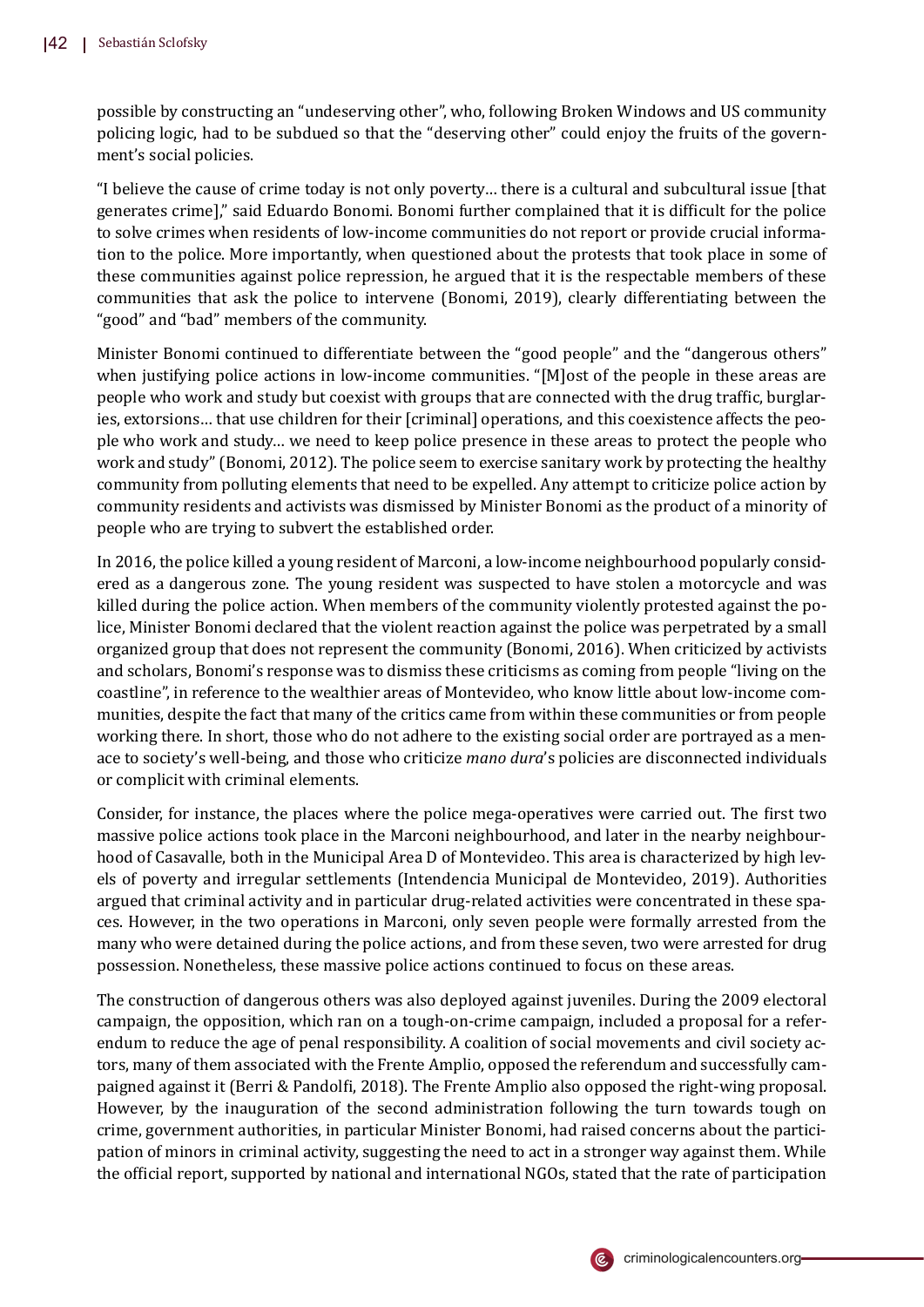possible by constructing an "undeserving other", who, following Broken Windows and US community policing logic, had to be subdued so that the "deserving other" could enjoy the fruits of the government's social policies.

"I believe the cause of crime today is not only poverty… there is a cultural and subcultural issue [that generates crime]," said Eduardo Bonomi. Bonomi further complained that it is difficult for the police to solve crimes when residents of low-income communities do not report or provide crucial information to the police. More importantly, when questioned about the protests that took place in some of these communities against police repression, he argued that it is the respectable members of these communities that ask the police to intervene (Bonomi, 2019), clearly differentiating between the "good" and "bad" members of the community.

Minister Bonomi continued to differentiate between the "good people" and the "dangerous others" when justifying police actions in low-income communities. "[M]ost of the people in these areas are people who work and study but coexist with groups that are connected with the drug traffic, burglaries, extorsions… that use children for their [criminal] operations, and this coexistence affects the people who work and study… we need to keep police presence in these areas to protect the people who work and study" (Bonomi, 2012). The police seem to exercise sanitary work by protecting the healthy community from polluting elements that need to be expelled. Any attempt to criticize police action by community residents and activists was dismissed by Minister Bonomi as the product of a minority of people who are trying to subvert the established order.

In 2016, the police killed a young resident of Marconi, a low-income neighbourhood popularly considered as a dangerous zone. The young resident was suspected to have stolen a motorcycle and was killed during the police action. When members of the community violently protested against the police, Minister Bonomi declared that the violent reaction against the police was perpetrated by a small organized group that does not represent the community (Bonomi, 2016). When criticized by activists and scholars, Bonomi's response was to dismiss these criticisms as coming from people "living on the coastline", in reference to the wealthier areas of Montevideo, who know little about low-income communities, despite the fact that many of the critics came from within these communities or from people working there. In short, those who do not adhere to the existing social order are portrayed as a menace to society's well-being, and those who criticize *mano dura*'s policies are disconnected individuals or complicit with criminal elements.

Consider, for instance, the places where the police mega-operatives were carried out. The first two massive police actions took place in the Marconi neighbourhood, and later in the nearby neighbourhood of Casavalle, both in the Municipal Area D of Montevideo. This area is characterized by high levels of poverty and irregular settlements (Intendencia Municipal de Montevideo, 2019). Authorities argued that criminal activity and in particular drug-related activities were concentrated in these spaces. However, in the two operations in Marconi, only seven people were formally arrested from the many who were detained during the police actions, and from these seven, two were arrested for drug possession. Nonetheless, these massive police actions continued to focus on these areas.

The construction of dangerous others was also deployed against juveniles. During the 2009 electoral campaign, the opposition, which ran on a tough-on-crime campaign, included a proposal for a referendum to reduce the age of penal responsibility. A coalition of social movements and civil society actors, many of them associated with the Frente Amplio, opposed the referendum and successfully campaigned against it (Berri & Pandolfi, 2018). The Frente Amplio also opposed the right-wing proposal. However, by the inauguration of the second administration following the turn towards tough on crime, government authorities, in particular Minister Bonomi, had raised concerns about the participation of minors in criminal activity, suggesting the need to act in a stronger way against them. While the official report, supported by national and international NGOs, stated that the rate of participation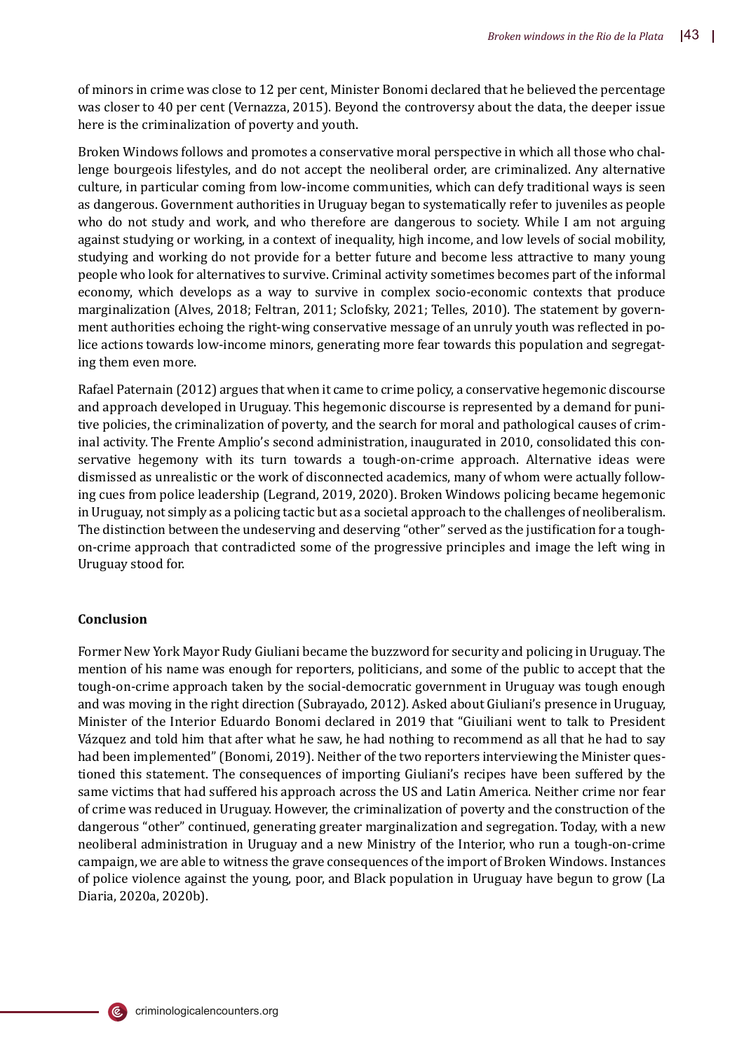of minors in crime was close to 12 per cent, Minister Bonomi declared that he believed the percentage was closer to 40 per cent (Vernazza, 2015). Beyond the controversy about the data, the deeper issue here is the criminalization of poverty and youth.

Broken Windows follows and promotes a conservative moral perspective in which all those who challenge bourgeois lifestyles, and do not accept the neoliberal order, are criminalized. Any alternative culture, in particular coming from low-income communities, which can defy traditional ways is seen as dangerous. Government authorities in Uruguay began to systematically refer to juveniles as people who do not study and work, and who therefore are dangerous to society. While I am not arguing against studying or working, in a context of inequality, high income, and low levels of social mobility, studying and working do not provide for a better future and become less attractive to many young people who look for alternatives to survive. Criminal activity sometimes becomes part of the informal economy, which develops as a way to survive in complex socio-economic contexts that produce marginalization (Alves, 2018; Feltran, 2011; Sclofsky, 2021; Telles, 2010). The statement by government authorities echoing the right-wing conservative message of an unruly youth was reflected in police actions towards low-income minors, generating more fear towards this population and segregating them even more.

Rafael Paternain (2012) argues that when it came to crime policy, a conservative hegemonic discourse and approach developed in Uruguay. This hegemonic discourse is represented by a demand for punitive policies, the criminalization of poverty, and the search for moral and pathological causes of criminal activity. The Frente Amplio's second administration, inaugurated in 2010, consolidated this conservative hegemony with its turn towards a tough-on-crime approach. Alternative ideas were dismissed as unrealistic or the work of disconnected academics, many of whom were actually following cues from police leadership (Legrand, 2019, 2020). Broken Windows policing became hegemonic in Uruguay, not simply as a policing tactic but as a societal approach to the challenges of neoliberalism. The distinction between the undeserving and deserving "other" served as the justification for a tough-on-crime approach that contradicted some of the progressive principles and image the left wing in Uruguay stood for.

## Conclusion

Former New York Mayor Rudy Giuliani became the buzzword for security and policing in Uruguay. The mention of his name was enough for reporters, politicians, and some of the public to accept that the tough-on-crime approach taken by the social-democratic government in Uruguay was tough enough and was moving in the right direction (Subrayado, 2012). Asked about Giuliani's presence in Uruguay, Minister of the Interior Eduardo Bonomi declared in 2019 that "Giuiliani went to talk to President Vázquez and told him that after what he saw, he had nothing to recommend as all that he had to say had been implemented" (Bonomi, 2019). Neither of the two reporters interviewing the Minister questioned this statement. The consequences of importing Giuliani's recipes have been suffered by the same victims that had suffered his approach across the US and Latin America. Neither crime nor fear of crime was reduced in Uruguay. However, the criminalization of poverty and the construction of the dangerous "other" continued, generating greater marginalization and segregation. Today, with a new neoliberal administration in Uruguay and a new Ministry of the Interior, who run a tough-on-crime campaign, we are able to witness the grave consequences of the import of Broken Windows. Instances of police violence against the young, poor, and Black population in Uruguay have begun to grow (La Diaria, 2020a, 2020b).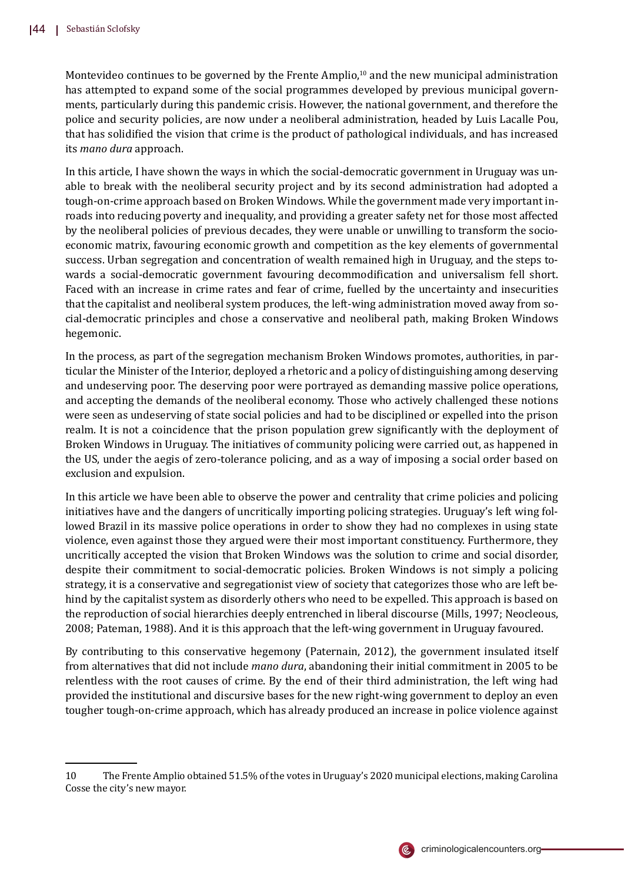Montevideo continues to be governed by the Frente Amplio,[10] and the new municipal administration has attempted to expand some of the social programmes developed by previous municipal governments, particularly during this pandemic crisis. However, the national government, and therefore the police and security policies, are now under a neoliberal administration, headed by Luis Lacalle Pou, that has solidified the vision that crime is the product of pathological individuals, and has increased its *mano dura* approach.

In this article, I have shown the ways in which the social-democratic government in Uruguay was unable to break with the neoliberal security project and by its second administration had adopted a tough-on-crime approach based on Broken Windows. While the government made very important inroads into reducing poverty and inequality, and providing a greater safety net for those most affected by the neoliberal policies of previous decades, they were unable or unwilling to transform the socioeconomic matrix, favouring economic growth and competition as the key elements of governmental success. Urban segregation and concentration of wealth remained high in Uruguay, and the steps towards a social-democratic government favouring decommodification and universalism fell short. Faced with an increase in crime rates and fear of crime, fuelled by the uncertainty and insecurities that the capitalist and neoliberal system produces, the left-wing administration moved away from social-democratic principles and chose a conservative and neoliberal path, making Broken Windows hegemonic.

In the process, as part of the segregation mechanism Broken Windows promotes, authorities, in particular the Minister of the Interior, deployed a rhetoric and a policy of distinguishing among deserving and undeserving poor. The deserving poor were portrayed as demanding massive police operations, and accepting the demands of the neoliberal economy. Those who actively challenged these notions were seen as undeserving of state social policies and had to be disciplined or expelled into the prison realm. It is not a coincidence that the prison population grew significantly with the deployment of Broken Windows in Uruguay. The initiatives of community policing were carried out, as happened in the US, under the aegis of zero-tolerance policing, and as a way of imposing a social order based on exclusion and expulsion.

In this article we have been able to observe the power and centrality that crime policies and policing initiatives have and the dangers of uncritically importing policing strategies. Uruguay's left wing followed Brazil in its massive police operations in order to show they had no complexes in using state violence, even against those they argued were their most important constituency. Furthermore, they uncritically accepted the vision that Broken Windows was the solution to crime and social disorder, despite their commitment to social-democratic policies. Broken Windows is not simply a policing strategy, it is a conservative and segregationist view of society that categorizes those who are left behind by the capitalist system as disorderly others who need to be expelled. This approach is based on the reproduction of social hierarchies deeply entrenched in liberal discourse (Mills, 1997; Neocleous, 2008; Pateman, 1988). And it is this approach that the left-wing government in Uruguay favoured.

By contributing to this conservative hegemony (Paternain, 2012), the government insulated itself from alternatives that did not include *mano dura*, abandoning their initial commitment in 2005 to be relentless with the root causes of crime. By the end of their third administration, the left wing had provided the institutional and discursive bases for the new right-wing government to deploy an even tougher tough-on-crime approach, which has already produced an increase in police violence against

---

10 The Frente Amplio obtained 51.5% of the votes in Uruguay's 2020 municipal elections, making Carolina Cosse the city's new mayor.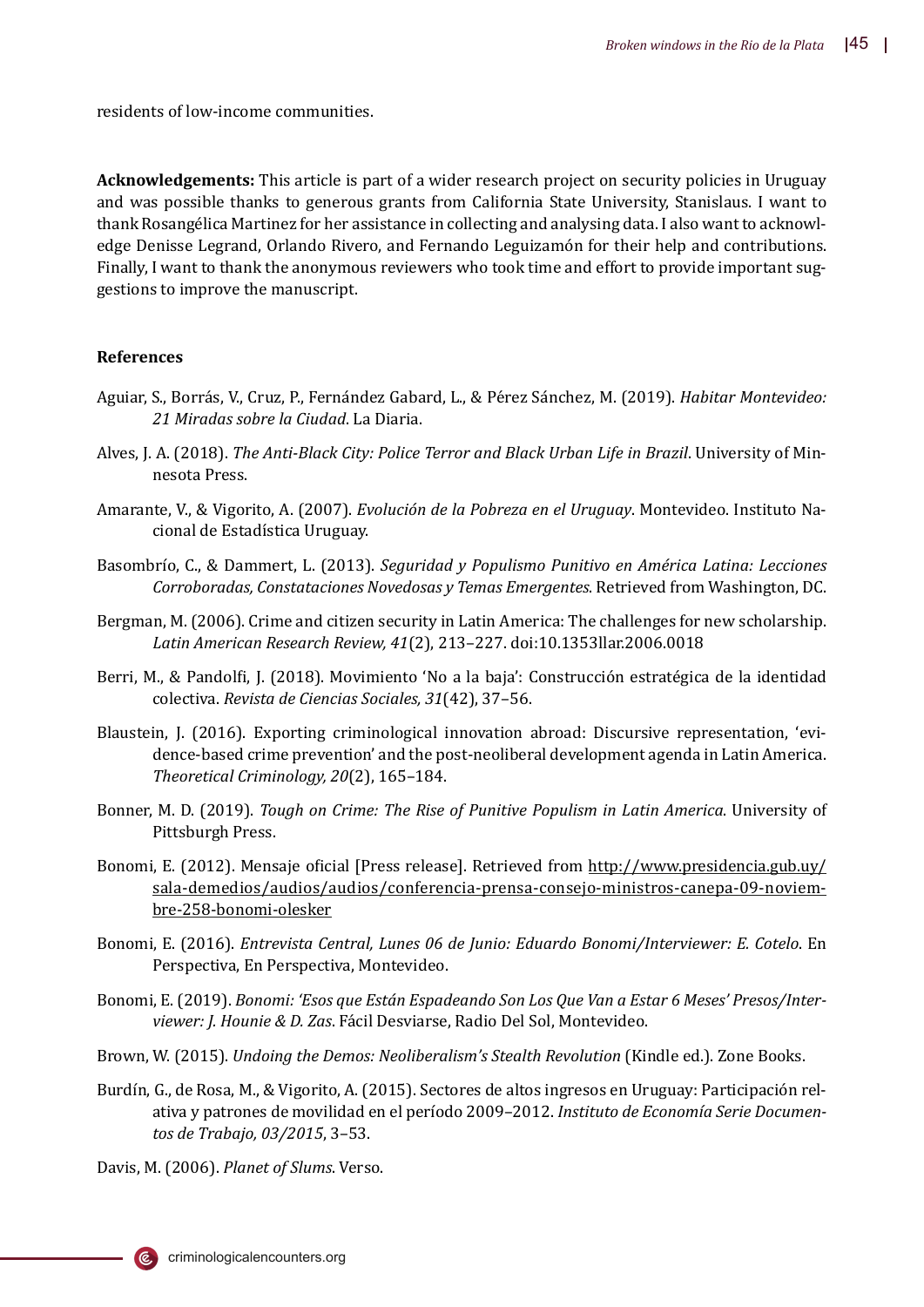residents of low-income communities.

**Acknowledgements:** This article is part of a wider research project on security policies in Uruguay and was possible thanks to generous grants from California State University, Stanislaus. I want to thank Rosangélica Martinez for her assistance in collecting and analysing data. I also want to acknowledge Denisse Legrand, Orlando Rivero, and Fernando Leguizamón for their help and contributions. Finally, I want to thank the anonymous reviewers who took time and effort to provide important suggestions to improve the manuscript.

#### References

Aguiar, S., Borrás, V., Cruz, P., Fernández Gabard, L., & Pérez Sánchez, M. (2019). *Habitar Montevideo: 21 Miradas sobre la Ciudad*. La Diaria.

Alves, J. A. (2018). *The Anti-Black City: Police Terror and Black Urban Life in Brazil*. University of Minnesota Press.

Amarante, V., & Vigorito, A. (2007). *Evolución de la Pobreza en el Uruguay*. Montevideo. Instituto Nacional de Estadística Uruguay.

Basombrío, C., & Dammert, L. (2013). *Seguridad y Populismo Punitivo en América Latina: Lecciones Corroboradas, Constataciones Novedosas y Temas Emergentes*. Retrieved from Washington, DC.

Bergman, M. (2006). Crime and citizen security in Latin America: The challenges for new scholarship. *Latin American Research Review, 41*(2), 213–227. doi:10.1353llar.2006.0018

Berri, M., & Pandolfi, J. (2018). Movimiento 'No a la baja': Construcción estratégica de la identidad colectiva. *Revista de Ciencias Sociales, 31*(42), 37–56.

Blaustein, J. (2016). Exporting criminological innovation abroad: Discursive representation, 'evidence-based crime prevention' and the post-neoliberal development agenda in Latin America. *Theoretical Criminology, 20*(2), 165–184.

Bonner, M. D. (2019). *Tough on Crime: The Rise of Punitive Populism in Latin America*. University of Pittsburgh Press.

Bonomi, E. (2012). Mensaje oficial [Press release]. Retrieved from http://www.presidencia.gub.uy/sala-demedios/audios/audios/conferencia-prensa-consejo-ministros-canepa-09-noviembre-258-bonomi-olesker

Bonomi, E. (2016). *Entrevista Central, Lunes 06 de Junio: Eduardo Bonomi/Interviewer: E. Cotelo*. En Perspectiva, En Perspectiva, Montevideo.

Bonomi, E. (2019). *Bonomi: 'Esos que Están Espadeando Son Los Que Van a Estar 6 Meses' Presos/Interviewer: J. Hounie & D. Zas*. Fácil Desviarse, Radio Del Sol, Montevideo.

Brown, W. (2015). *Undoing the Demos: Neoliberalism's Stealth Revolution* (Kindle ed.). Zone Books.

Burdín, G., de Rosa, M., & Vigorito, A. (2015). Sectores de altos ingresos en Uruguay: Participación relativa y patrones de movilidad en el período 2009–2012. *Instituto de Economía Serie Documentos de Trabajo, 03/2015*, 3–53.

Davis, M. (2006). *Planet of Slums*. Verso.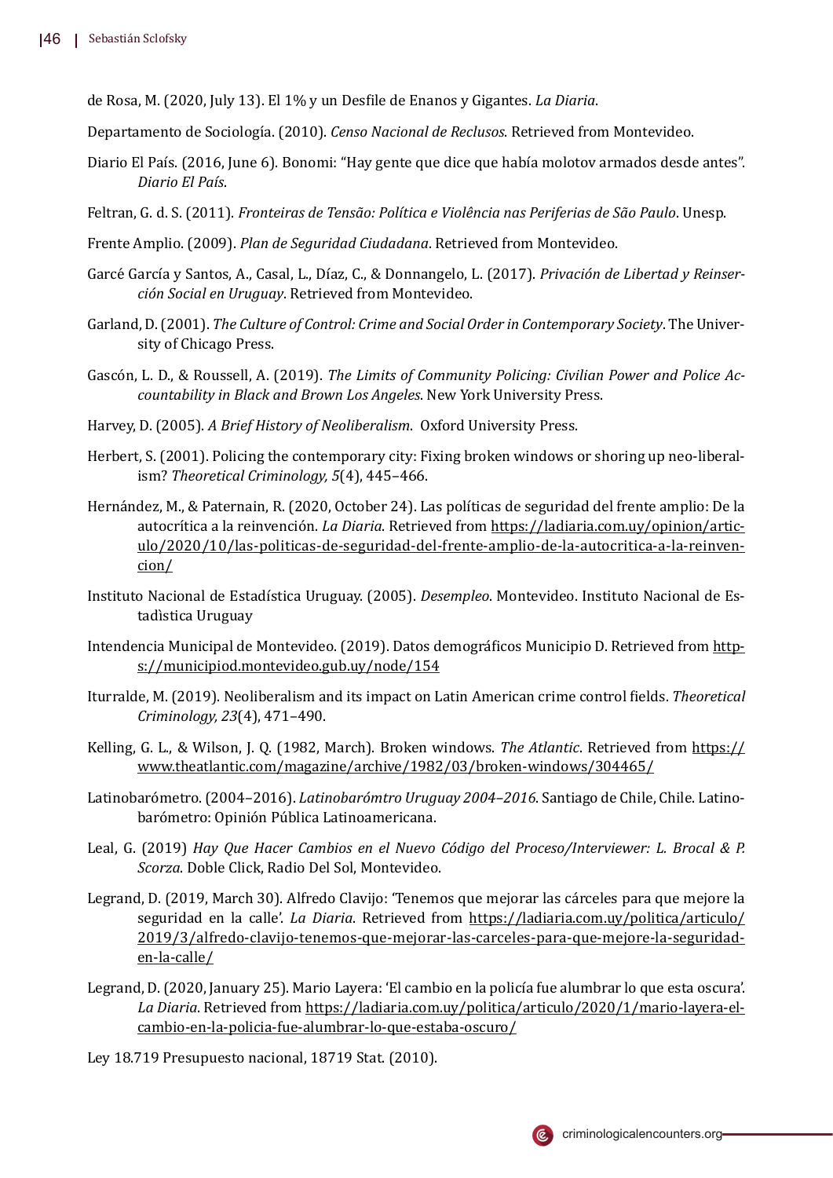de Rosa, M. (2020, July 13). El 1% y un Desfile de Enanos y Gigantes. *La Diaria*.

Departamento de Sociología. (2010). *Censo Nacional de Reclusos*. Retrieved from Montevideo.

Diario El País. (2016, June 6). Bonomi: "Hay gente que dice que había molotov armados desde antes". *Diario El País*.

Feltran, G. d. S. (2011). *Fronteiras de Tensão: Política e Violência nas Periferias de São Paulo*. Unesp.

Frente Amplio. (2009). *Plan de Seguridad Ciudadana*. Retrieved from Montevideo.

Garcé García y Santos, A., Casal, L., Díaz, C., & Donnangelo, L. (2017). *Privación de Libertad y Reinserción Social en Uruguay*. Retrieved from Montevideo.

Garland, D. (2001). *The Culture of Control: Crime and Social Order in Contemporary Society*. The University of Chicago Press.

Gascón, L. D., & Roussell, A. (2019). *The Limits of Community Policing: Civilian Power and Police Accountability in Black and Brown Los Angeles*. New York University Press.

Harvey, D. (2005). *A Brief History of Neoliberalism*. Oxford University Press.

Herbert, S. (2001). Policing the contemporary city: Fixing broken windows or shoring up neo-liberalism? *Theoretical Criminology, 5*(4), 445–466.

Hernández, M., & Paternain, R. (2020, October 24). Las políticas de seguridad del frente amplio: De la autocrítica a la reinvención. *La Diaria*. Retrieved from https://ladiaria.com.uy/opinion/articulo/2020/10/las-politicas-de-seguridad-del-frente-amplio-de-la-autocritica-a-la-reinvencion/

Instituto Nacional de Estadística Uruguay. (2005). *Desempleo*. Montevideo. Instituto Nacional de Estadìstica Uruguay

Intendencia Municipal de Montevideo. (2019). Datos demográficos Municipio D. Retrieved from https://municipiod.montevideo.gub.uy/node/154

Iturralde, M. (2019). Neoliberalism and its impact on Latin American crime control fields. *Theoretical Criminology, 23*(4), 471–490.

Kelling, G. L., & Wilson, J. Q. (1982, March). Broken windows. *The Atlantic*. Retrieved from https://www.theatlantic.com/magazine/archive/1982/03/broken-windows/304465/

Latinobarómetro. (2004–2016). *Latinobarómtro Uruguay 2004–2016*. Santiago de Chile, Chile. Latinobarómetro: Opinión Pública Latinoamericana.

Leal, G. (2019) *Hay Que Hacer Cambios en el Nuevo Código del Proceso/Interviewer: L. Brocal & P. Scorza*. Doble Click, Radio Del Sol, Montevideo.

Legrand, D. (2019, March 30). Alfredo Clavijo: 'Tenemos que mejorar las cárceles para que mejore la seguridad en la calle'. *La Diaria*. Retrieved from https://ladiaria.com.uy/politica/articulo/2019/3/alfredo-clavijo-tenemos-que-mejorar-las-carceles-para-que-mejore-la-seguridad-en-la-calle/

Legrand, D. (2020, January 25). Mario Layera: 'El cambio en la policía fue alumbrar lo que esta oscura'. *La Diaria*. Retrieved from https://ladiaria.com.uy/politica/articulo/2020/1/mario-layera-el-cambio-en-la-policia-fue-alumbrar-lo-que-estaba-oscuro/

Ley 18.719 Presupuesto nacional, 18719 Stat. (2010).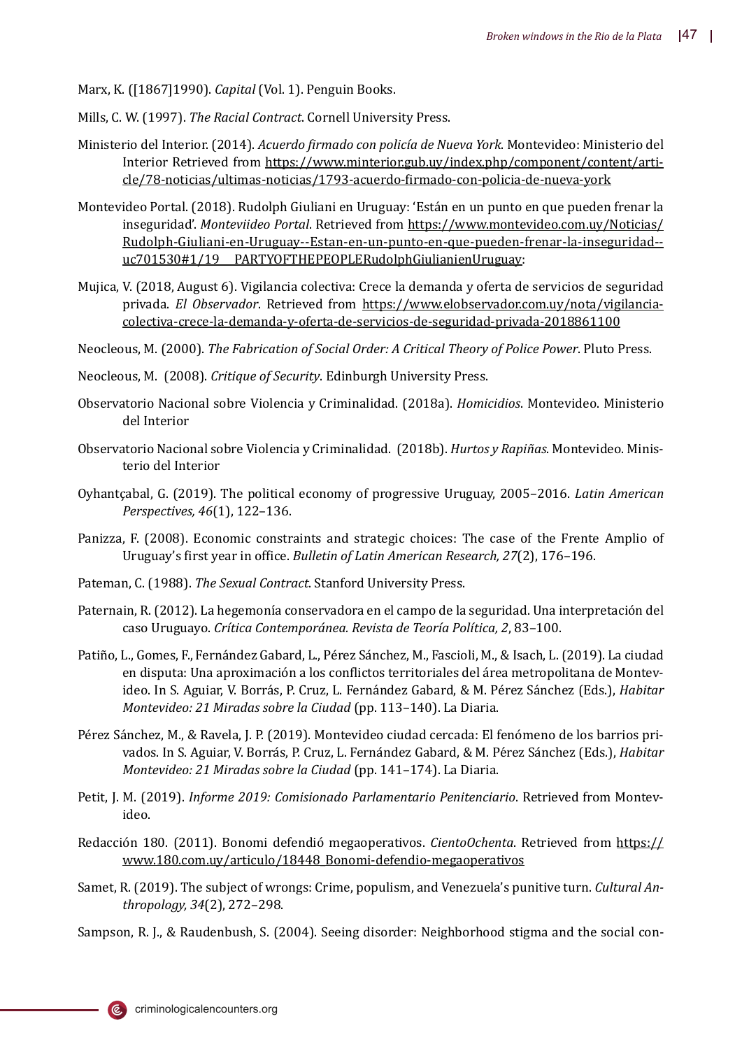Marx, K. ([1867]1990). *Capital* (Vol. 1). Penguin Books.

Mills, C. W. (1997). *The Racial Contract*. Cornell University Press.

Ministerio del Interior. (2014). *Acuerdo firmado con policía de Nueva York*. Montevideo: Ministerio del Interior Retrieved from https://www.minterior.gub.uy/index.php/component/content/article/78-noticias/ultimas-noticias/1793-acuerdo-firmado-con-policia-de-nueva-york

Montevideo Portal. (2018). Rudolph Giuliani en Uruguay: 'Están en un punto en que pueden frenar la inseguridad'. *Monteviideo Portal*. Retrieved from https://www.montevideo.com.uy/Noticias/Rudolph-Giuliani-en-Uruguay--Estan-en-un-punto-en-que-pueden-frenar-la-inseguridad--uc701530#1/19 PARTYOFTHEPEOPLERudolphGiulianienUruguay:

Mujica, V. (2018, August 6). Vigilancia colectiva: Crece la demanda y oferta de servicios de seguridad privada. *El Observador*. Retrieved from https://www.elobservador.com.uy/nota/vigilancia-colectiva-crece-la-demanda-y-oferta-de-servicios-de-seguridad-privada-2018861100

Neocleous, M. (2000). *The Fabrication of Social Order: A Critical Theory of Police Power*. Pluto Press.

Neocleous, M. (2008). *Critique of Security*. Edinburgh University Press.

Observatorio Nacional sobre Violencia y Criminalidad. (2018a). *Homicidios*. Montevideo. Ministerio del Interior

Observatorio Nacional sobre Violencia y Criminalidad. (2018b). *Hurtos y Rapiñas*. Montevideo. Ministerio del Interior

Oyhantçabal, G. (2019). The political economy of progressive Uruguay, 2005–2016. *Latin American Perspectives, 46*(1), 122–136.

Panizza, F. (2008). Economic constraints and strategic choices: The case of the Frente Amplio of Uruguay's first year in office. *Bulletin of Latin American Research, 27*(2), 176–196.

Pateman, C. (1988). *The Sexual Contract*. Stanford University Press.

Paternain, R. (2012). La hegemonía conservadora en el campo de la seguridad. Una interpretación del caso Uruguayo. *Crítica Contemporánea. Revista de Teoría Política, 2*, 83–100.

Patiño, L., Gomes, F., Fernández Gabard, L., Pérez Sánchez, M., Fascioli, M., & Isach, L. (2019). La ciudad en disputa: Una aproximación a los conflictos territoriales del área metropolitana de Montevideo. In S. Aguiar, V. Borrás, P. Cruz, L. Fernández Gabard, & M. Pérez Sánchez (Eds.), *Habitar Montevideo: 21 Miradas sobre la Ciudad* (pp. 113–140). La Diaria.

Pérez Sánchez, M., & Ravela, J. P. (2019). Montevideo ciudad cercada: El fenómeno de los barrios privados. In S. Aguiar, V. Borrás, P. Cruz, L. Fernández Gabard, & M. Pérez Sánchez (Eds.), *Habitar Montevideo: 21 Miradas sobre la Ciudad* (pp. 141–174). La Diaria.

Petit, J. M. (2019). *Informe 2019: Comisionado Parlamentario Penitenciario*. Retrieved from Montevideo.

Redacción 180. (2011). Bonomi defendió megaoperativos. *CientoOchenta*. Retrieved from https://www.180.com.uy/articulo/18448_Bonomi-defendio-megaoperativos

Samet, R. (2019). The subject of wrongs: Crime, populism, and Venezuela's punitive turn. *Cultural Anthropology, 34*(2), 272–298.

Sampson, R. J., & Raudenbush, S. (2004). Seeing disorder: Neighborhood stigma and the social con-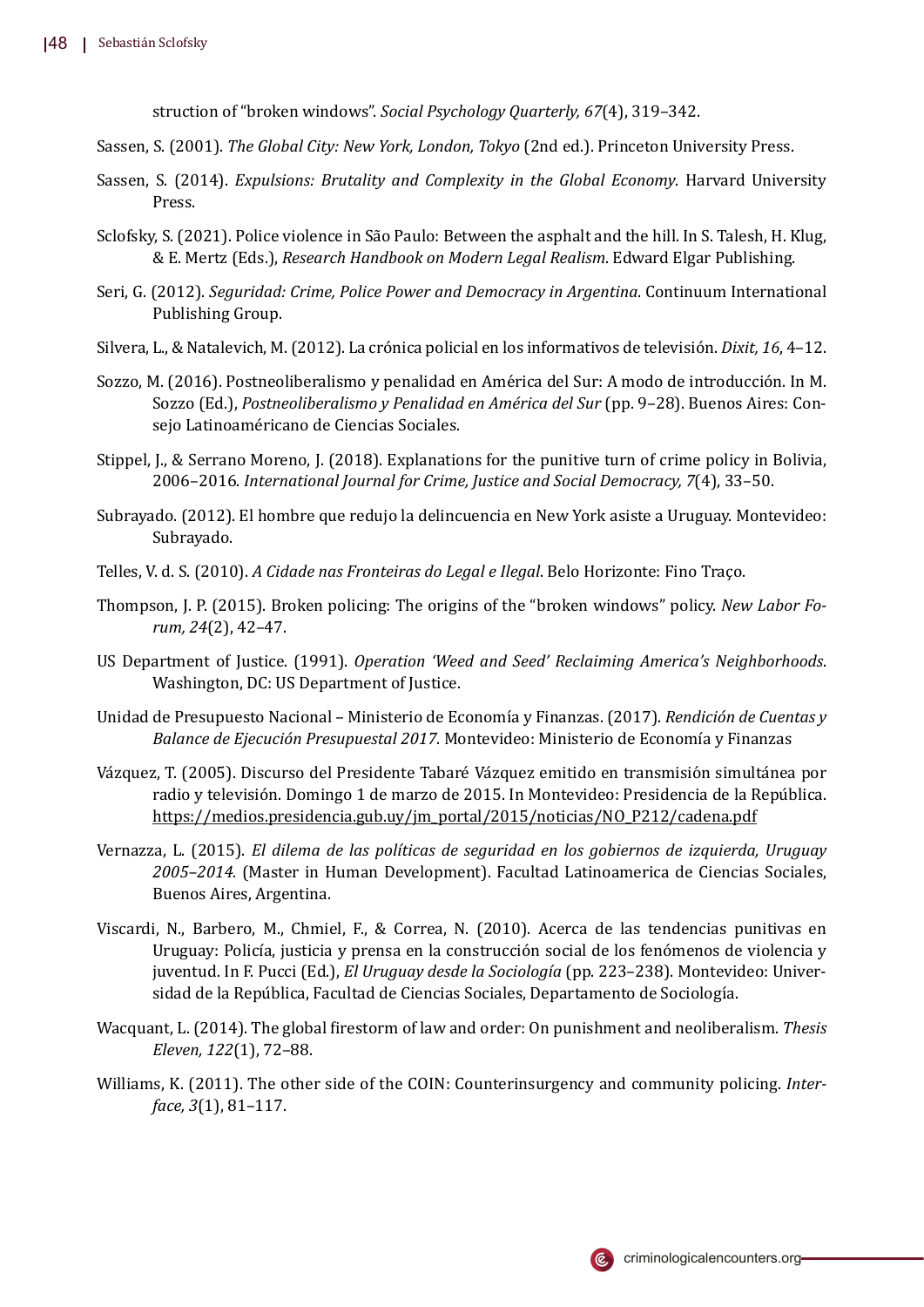struction of "broken windows". *Social Psychology Quarterly, 67*(4), 319–342.

Sassen, S. (2001). *The Global City: New York, London, Tokyo* (2nd ed.). Princeton University Press.

Sassen, S. (2014). *Expulsions: Brutality and Complexity in the Global Economy*. Harvard University Press.

Sclofsky, S. (2021). Police violence in São Paulo: Between the asphalt and the hill. In S. Talesh, H. Klug, & E. Mertz (Eds.), *Research Handbook on Modern Legal Realism*. Edward Elgar Publishing.

Seri, G. (2012). *Seguridad: Crime, Police Power and Democracy in Argentina*. Continuum International Publishing Group.

Silvera, L., & Natalevich, M. (2012). La crónica policial en los informativos de televisión. *Dixit, 16*, 4–12.

Sozzo, M. (2016). Postneoliberalismo y penalidad en América del Sur: A modo de introducción. In M. Sozzo (Ed.), *Postneoliberalismo y Penalidad en América del Sur* (pp. 9–28). Buenos Aires: Consejo Latinoaméricano de Ciencias Sociales.

Stippel, J., & Serrano Moreno, J. (2018). Explanations for the punitive turn of crime policy in Bolivia, 2006–2016. *International Journal for Crime, Justice and Social Democracy, 7*(4), 33–50.

Subrayado. (2012). El hombre que redujo la delincuencia en New York asiste a Uruguay. Montevideo: Subrayado.

Telles, V. d. S. (2010). *A Cidade nas Fronteiras do Legal e Ilegal*. Belo Horizonte: Fino Traço.

Thompson, J. P. (2015). Broken policing: The origins of the "broken windows" policy. *New Labor Forum, 24*(2), 42–47.

US Department of Justice. (1991). *Operation 'Weed and Seed' Reclaiming America's Neighborhoods*. Washington, DC: US Department of Justice.

Unidad de Presupuesto Nacional – Ministerio de Economía y Finanzas. (2017). *Rendición de Cuentas y Balance de Ejecución Presupuestal 2017*. Montevideo: Ministerio de Economía y Finanzas

Vázquez, T. (2005). Discurso del Presidente Tabaré Vázquez emitido en transmisión simultánea por radio y televisión. Domingo 1 de marzo de 2015. In Montevideo: Presidencia de la República. https://medios.presidencia.gub.uy/jm_portal/2015/noticias/NO_P212/cadena.pdf

Vernazza, L. (2015). *El dilema de las políticas de seguridad en los gobiernos de izquierda, Uruguay 2005–2014.* (Master in Human Development). Facultad Latinoamerica de Ciencias Sociales, Buenos Aires, Argentina.

Viscardi, N., Barbero, M., Chmiel, F., & Correa, N. (2010). Acerca de las tendencias punitivas en Uruguay: Policía, justicia y prensa en la construcción social de los fenómenos de violencia y juventud. In F. Pucci (Ed.), *El Uruguay desde la Sociología* (pp. 223–238). Montevideo: Universidad de la República, Facultad de Ciencias Sociales, Departamento de Sociología.

Wacquant, L. (2014). The global firestorm of law and order: On punishment and neoliberalism. *Thesis Eleven, 122*(1), 72–88.

Williams, K. (2011). The other side of the COIN: Counterinsurgency and community policing. *Interface, 3*(1), 81–117.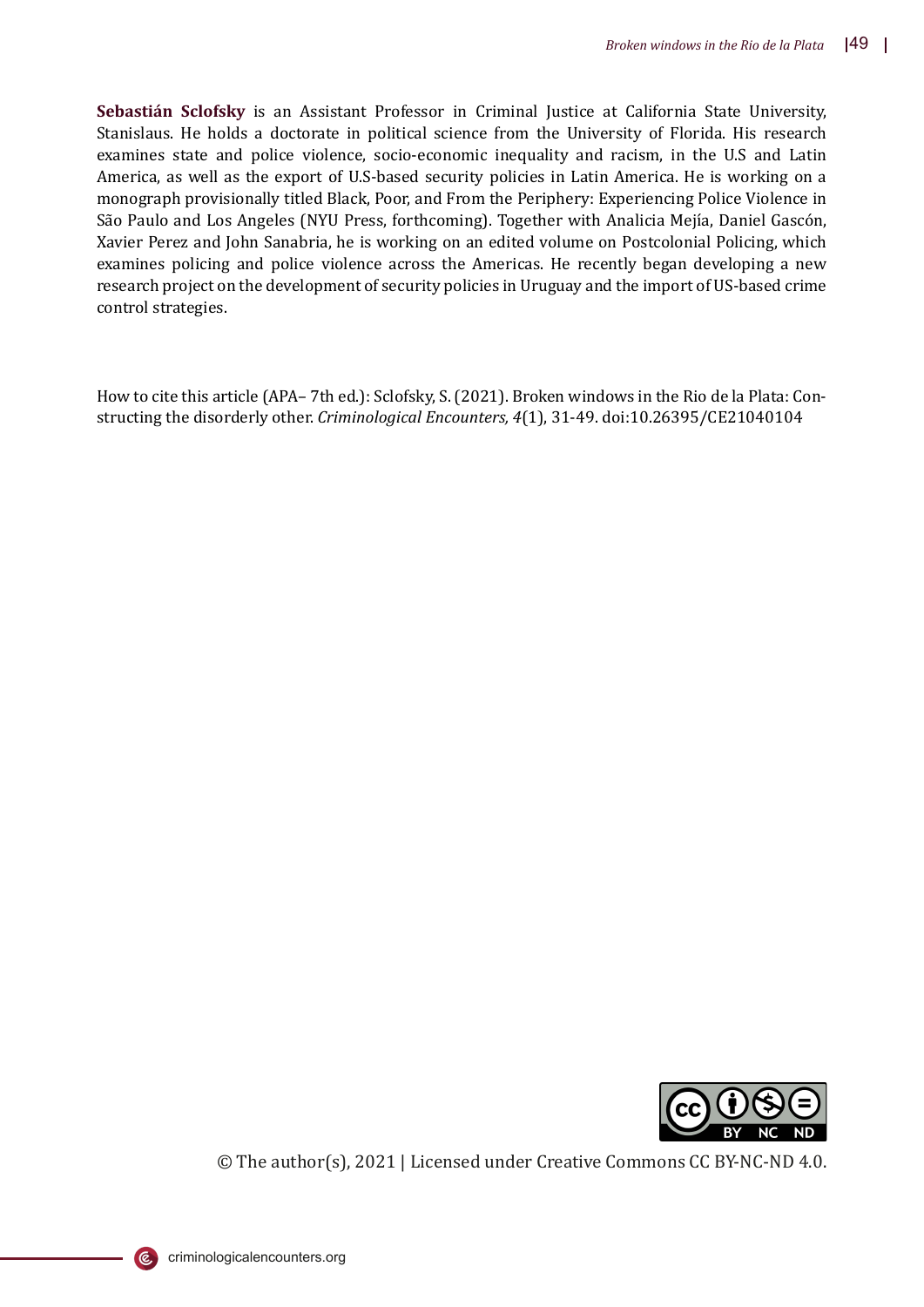**Sebastián Sclofsky** is an Assistant Professor in Criminal Justice at California State University, Stanislaus. He holds a doctorate in political science from the University of Florida. His research examines state and police violence, socio-economic inequality and racism, in the U.S and Latin America, as well as the export of U.S-based security policies in Latin America. He is working on a monograph provisionally titled Black, Poor, and From the Periphery: Experiencing Police Violence in São Paulo and Los Angeles (NYU Press, forthcoming). Together with Analicia Mejía, Daniel Gascón, Xavier Perez and John Sanabria, he is working on an edited volume on Postcolonial Policing, which examines policing and police violence across the Americas. He recently began developing a new research project on the development of security policies in Uruguay and the import of US-based crime control strategies.

How to cite this article (APA– 7th ed.): Sclofsky, S. (2021). Broken windows in the Rio de la Plata: Constructing the disorderly other. *Criminological Encounters, 4*(1), 31-49. doi:10.26395/CE21040104

© The author(s), 2021 | Licensed under Creative Commons CC BY-NC-ND 4.0.